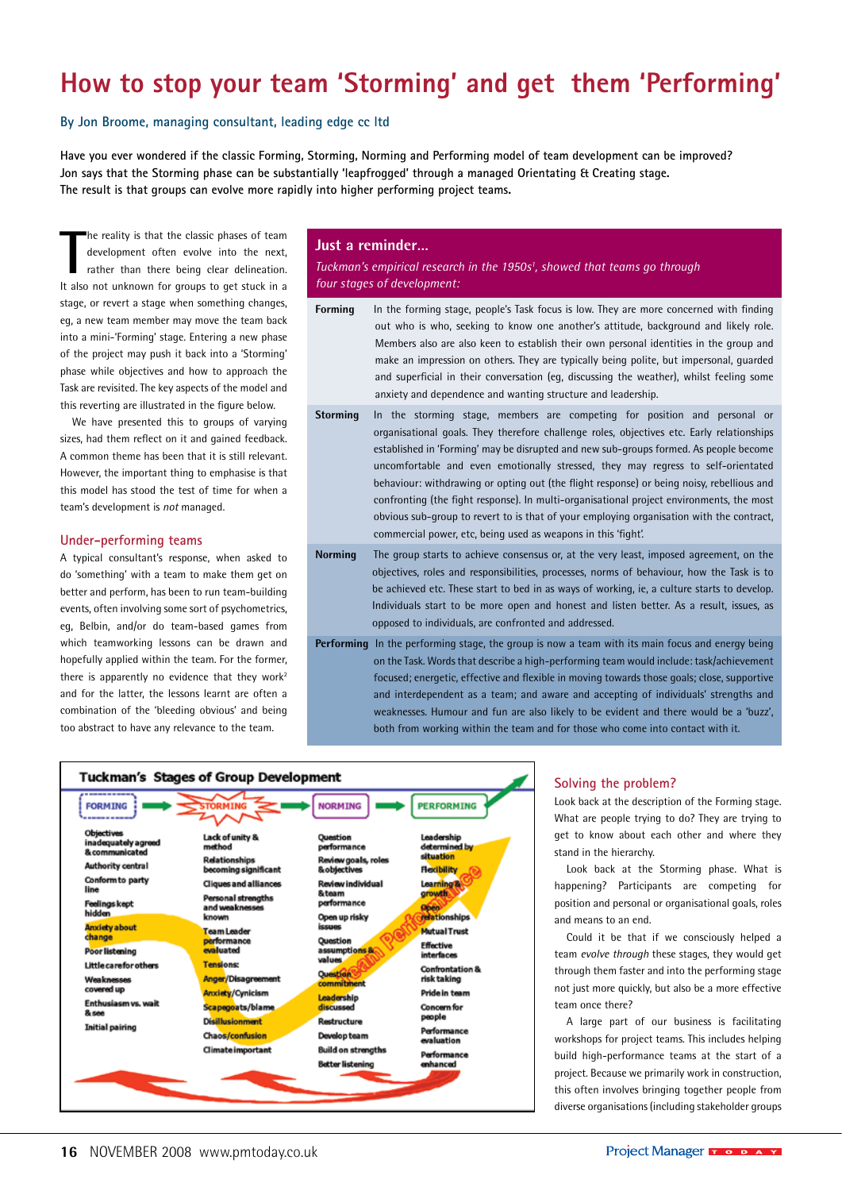# How to stop your team 'Storming' and get them 'Performing'

By Jon Broome, managing consultant, leading edge cc ltd

**Have you ever wondered if the classic Forming, Storming, Norming and Performing model of team development can be improved? Jon says that the Storming phase can be substantially 'leapfrogged' through a managed Orientating & Creating stage. The result is that groups can evolve more rapidly into higher performing project teams.**

The reality is that the classic phases of team development often evolve into the next, rather than there being clear delineation. It also not unknown for groups to get stuck in a stage, or revert a stage when something changes, eg, a new team member may move the team back into a mini-'Forming' stage. Entering a new phase of the project may push it back into a 'Storming' phase while objectives and how to approach the Task are revisited. The key aspects of the model and this reverting are illustrated in the figure below.

We have presented this to groups of varying sizes, had them reflect on it and gained feedback. A common theme has been that it is still relevant. However, the important thing to emphasise is that this model has stood the test of time for when a team's development is *not* managed.

## Under-performing teams

A typical consultant's response, when asked to do 'something' with a team to make them get on better and perform, has been to run team-building events, often involving some sort of psychometrics, eg, Belbin, and/or do team-based games from which teamworking lessons can be drawn and hopefully applied within the team. For the former, there is apparently no evidence that they work[2] and for the latter, the lessons learnt are often a combination of the 'bleeding obvious' and being too abstract to have any relevance to the team.

## Just a reminder...

*Tuckman's empirical research in the 1950s[1], showed that teams go through four stages of development:*

| | |
|---|---|
| **Forming** | In the forming stage, people's Task focus is low. They are more concerned with finding out who is who, seeking to know one another's attitude, background and likely role. Members also are also keen to establish their own personal identities in the group and make an impression on others. They are typically being polite, but impersonal, guarded and superficial in their conversation (eg, discussing the weather), whilst feeling some anxiety and dependence and wanting structure and leadership. |
| **Storming** | In the storming stage, members are competing for position and personal or organisational goals. They therefore challenge roles, objectives etc. Early relationships established in 'Forming' may be disrupted and new sub-groups formed. As people become uncomfortable and even emotionally stressed, they may regress to self-orientated behaviour: withdrawing or opting out (the flight response) or being noisy, rebellious and confronting (the fight response). In multi-organisational project environments, the most obvious sub-group to revert to is that of your employing organisation with the contract, commercial power, etc, being used as weapons in this 'fight'. |
| **Norming** | The group starts to achieve consensus or, at the very least, imposed agreement, on the objectives, roles and responsibilities, processes, norms of behaviour, how the Task is to be achieved etc. These start to bed in as ways of working, ie, a culture starts to develop. Individuals start to be more open and honest and listen better. As a result, issues, as opposed to individuals, are confronted and addressed. |
| **Performing** | In the performing stage, the group is now a team with its main focus and energy being on the Task. Words that describe a high-performing team would include: task/achievement focused; energetic, effective and flexible in moving towards those goals; close, supportive and interdependent as a team; and aware and accepting of individuals' strengths and weaknesses. Humour and fun are also likely to be evident and there would be a 'buzz', both from working within the team and for those who come into contact with it. |

**Tuckman's Stages of Group Development**

| FORMING | STORMING | NORMING | PERFORMING |
|---|---|---|---|
| Objectives inadequately agreed & communicated | Lack of unity & method | Question performance | Leadership determined by situation |
| Authority central | Relationships becoming significant | Review goals, roles & objectives | Flexibility |
| Conform to party line | Cliques and alliances | Review individual & team performance | Learning & growth |
| Feelings kept hidden | Personal strengths and weaknesses known | Open up risky issues | Open relationships |
| Anxiety about change | Team Leader performance evaluated | Question assumptions & values | Mutual Trust |
| Poor listening | Tensions: | Question commitment | Effective interfaces |
| Little care for others | Anger/Disagreement | Leadership discussed | Confrontation & risk taking |
| Weaknesses covered up | Anxiety/Cynicism | Restructure | Pride in team |
| Enthusiasm vs. wait & see | Scapegoats/blame | Develop team | Concern for people |
| Initial pairing | Disillusionment | Build on strengths | Performance evaluation |
| | Chaos/confusion | Better listening | Performance enhanced |
| | Climate important | | |

Team Performance

## Solving the problem?

Look back at the description of the Forming stage. What are people trying to do? They are trying to get to know about each other and where they stand in the hierarchy.

Look back at the Storming phase. What is happening? Participants are competing for position and personal or organisational goals, roles and means to an end.

Could it be that if we consciously helped a team *evolve through* these stages, they would get through them faster and into the performing stage not just more quickly, but also be a more effective team once there?

A large part of our business is facilitating workshops for project teams. This includes helping build high-performance teams at the start of a project. Because we primarily work in construction, this often involves bringing together people from diverse organisations (including stakeholder groups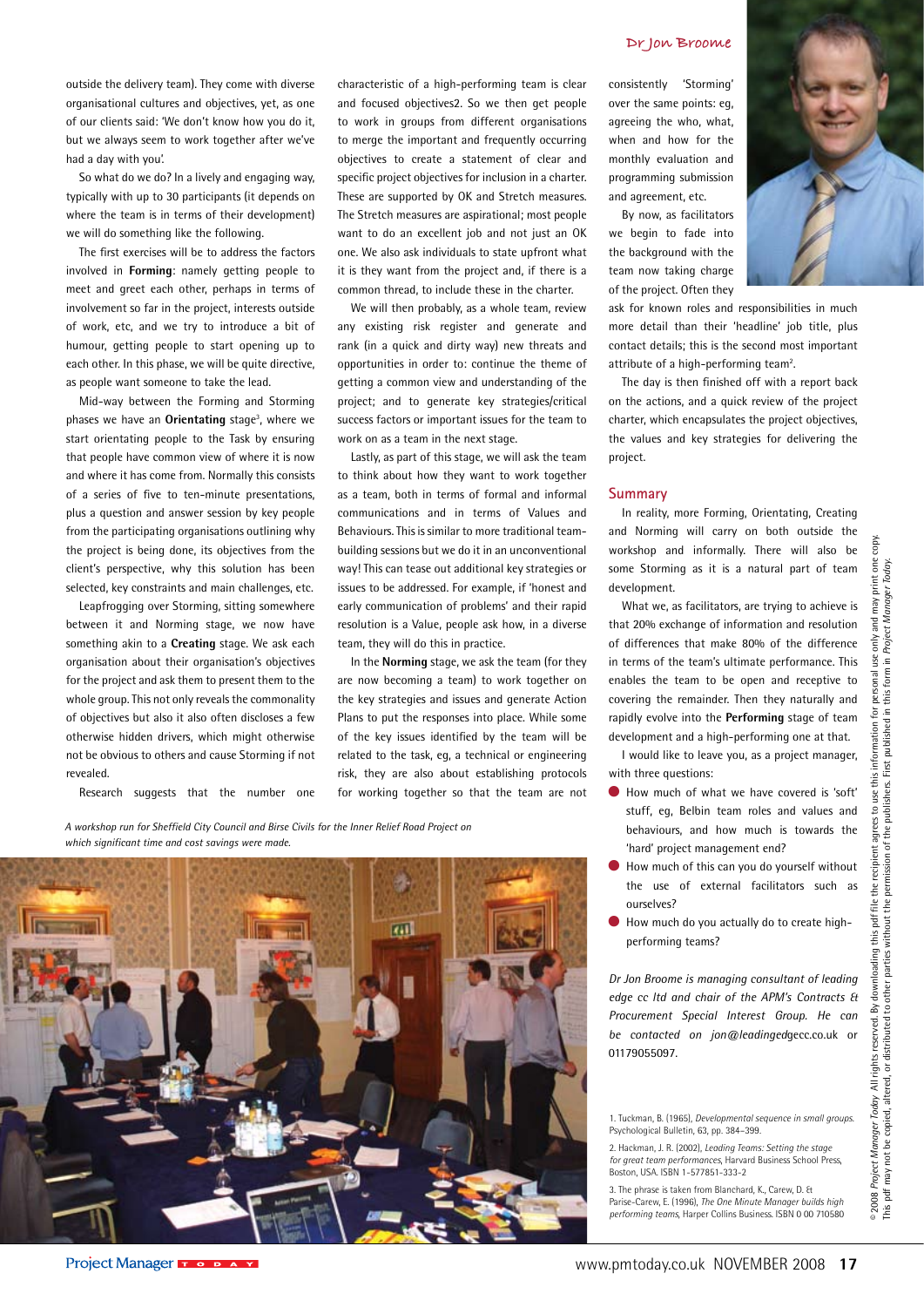outside the delivery team). They come with diverse organisational cultures and objectives, yet, as one of our clients said: 'We don't know how you do it, but we always seem to work together after we've had a day with you'.

So what do we do? In a lively and engaging way, typically with up to 30 participants (it depends on where the team is in terms of their development) we will do something like the following.

The first exercises will be to address the factors involved in **Forming**: namely getting people to meet and greet each other, perhaps in terms of involvement so far in the project, interests outside of work, etc, and we try to introduce a bit of humour, getting people to start opening up to each other. In this phase, we will be quite directive, as people want someone to take the lead.

Mid-way between the Forming and Storming phases we have an **Orientating** stage[3], where we start orientating people to the Task by ensuring that people have common view of where it is now and where it has come from. Normally this consists of a series of five to ten-minute presentations, plus a question and answer session by key people from the participating organisations outlining why the project is being done, its objectives from the client's perspective, why this solution has been selected, key constraints and main challenges, etc.

Leapfrogging over Storming, sitting somewhere between it and Norming stage, we now have something akin to a **Creating** stage. We ask each organisation about their organisation's objectives for the project and ask them to present them to the whole group. This not only reveals the commonality of objectives but also it also often discloses a few otherwise hidden drivers, which might otherwise not be obvious to others and cause Storming if not revealed.

Research suggests that the number one characteristic of a high-performing team is clear and focused objectives2. So we then get people to work in groups from different organisations to merge the important and frequently occurring objectives to create a statement of clear and specific project objectives for inclusion in a charter. These are supported by OK and Stretch measures. The Stretch measures are aspirational; most people want to do an excellent job and not just an OK one. We also ask individuals to state upfront what it is they want from the project and, if there is a common thread, to include these in the charter.

We will then probably, as a whole team, review any existing risk register and generate and rank (in a quick and dirty way) new threats and opportunities in order to: continue the theme of getting a common view and understanding of the project; and to generate key strategies/critical success factors for the team to work on as a team in the next stage.

Lastly, as part of this stage, we will ask the team to think about how they want to work together as a team, both in terms of formal and informal communications and in terms of Values and Behaviours. This is similar to more traditional team-building sessions but we do it in an unconventional way! This can tease out additional key strategies or issues to be addressed. For example, if 'honest and early communication of problems' and their rapid resolution is a Value, people ask how, in a diverse team, they will do this in practice.

In the **Norming** stage, we ask the team (for they are now becoming a team) to work together on the key strategies and issues and generate Action Plans to put the responses into place. While some of the key issues identified by the team will be related to the task, eg, a technical or engineering risk, they are also about establishing protocols for working together so that the team are not consistently 'Storming' over the same points: eg, agreeing the who, what, when and how for the monthly evaluation and programming submission and agreement, etc.

By now, as facilitators we begin to fade into the background with the team now taking charge of the project. Often they ask for known roles and responsibilities in much more detail than their 'headline' job title, plus contact details; this is the second most important attribute of a high-performing team[2].

The day is then finished off with a report back on the actions, and a quick review of the project charter, which encapsulates the project objectives, the values and key strategies for delivering the project.

*A workshop run for Sheffield City Council and Birse Civils for the Inner Relief Road Project on which significant time and cost savings were made.*

## Summary

In reality, more Forming, Orientating, Creating and Norming will carry on both outside the workshop and informally. There will also be some Storming as it is a natural part of team development.

What we, as facilitators, are trying to achieve is that 20% exchange of information and resolution of differences that make 80% of the difference in terms of the team's ultimate performance. This enables the team to be open and receptive to covering the remainder. Then they naturally and rapidly evolve into the **Performing** stage of team development and a high-performing one at that.

I would like to leave you, as a project manager, with three questions:

- How much of what we have covered is 'soft' stuff, eg, Belbin team roles and values and behaviours, and how much is towards the 'hard' project management end?
- How much of this can you do yourself without the use of external facilitators such as ourselves?
- How much do you actually do to create high-performing teams?

*Dr Jon Broome is managing consultant of leading edge cc ltd and chair of the APM's Contracts & Procurement Special Interest Group. He can be contacted on jon@leadingedgecc.co.uk or* 01179055097.

1. Tuckman, B. (1965), *Developmental sequence in small groups*. Psychological Bulletin, 63, pp. 384–399.

2. Hackman, J. R. (2002), *Leading Teams: Setting the stage for great team performances*, Harvard Business School Press, Boston, USA. ISBN 1-577851-333-2

3. The phrase is taken from Blanchard, K., Carew, D. & Parise-Carew, E. (1996), *The One Minute Manager builds high performing teams*, Harper Collins Business. ISBN 0 00 710580

©2008 *Project Manager Today*. All rights reserved. By downloading this pdf file the recipient agrees to use this information for personal use only and may print one copy. This pdf may not be copied, altered, or distributed to other parties without the permission of the publishers. First published in this form in *Project Manager Today*.